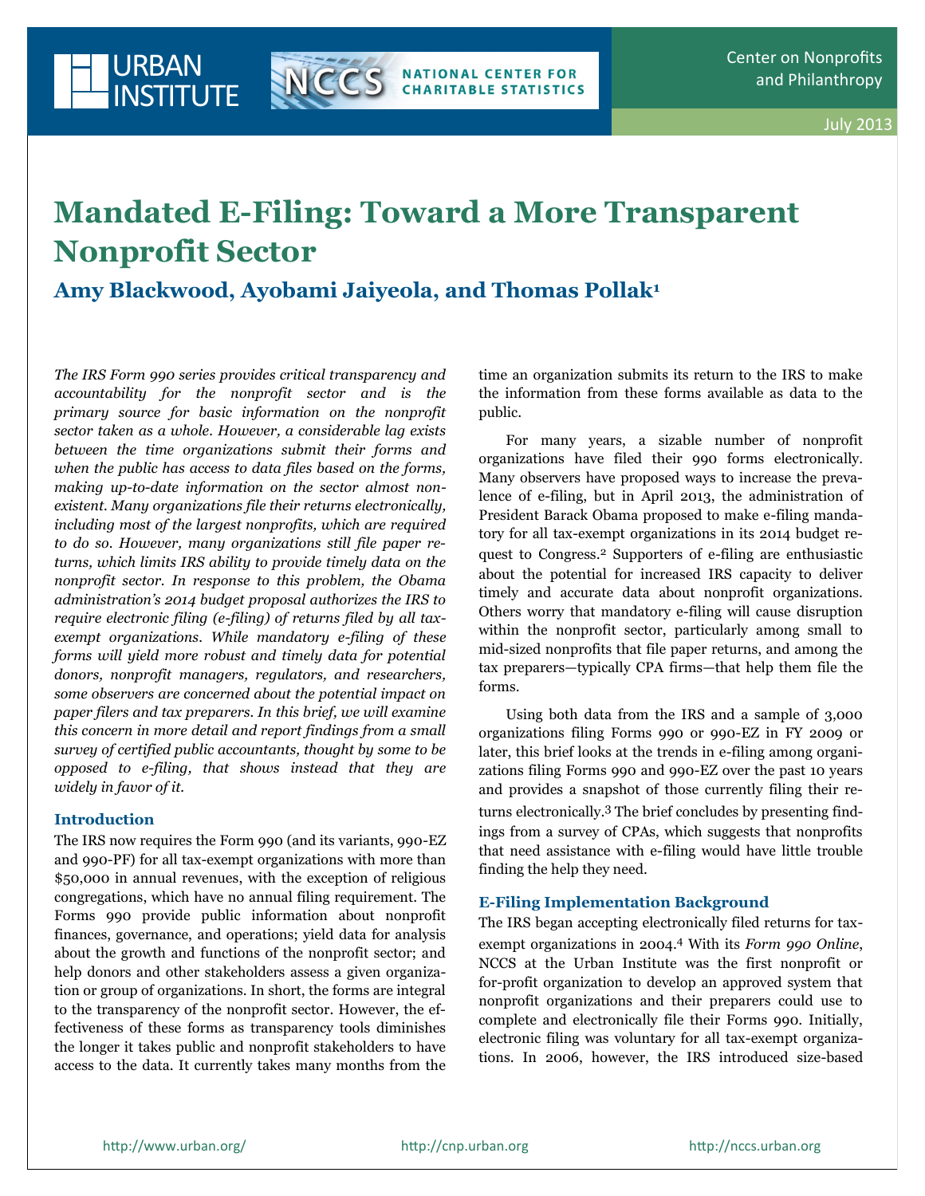# Mandated E-Filing: Toward a More Transparent Nonprofit Sector

## Amy Blackwood, Ayobami Jaiyeola, and Thomas Pollak[1]

*The IRS Form 990 series provides critical transparency and accountability for the nonprofit sector and is the primary source for basic information on the nonprofit sector taken as a whole. However, a considerable lag exists between the time organizations submit their forms and when the public has access to data files based on the forms, making up-to-date information on the sector almost nonexistent. Many organizations file their returns electronically, including most of the largest nonprofits, which are required to do so. However, many organizations still file paper returns, which limits IRS ability to provide timely data on the nonprofit sector. In response to this problem, the Obama administration's 2014 budget proposal authorizes the IRS to require electronic filing (e-filing) of returns filed by all tax-exempt organizations. While mandatory e-filing of these forms will yield more robust and timely data for potential donors, nonprofit managers, regulators, and researchers, some observers are concerned about the potential impact on paper filers and tax preparers. In this brief, we will examine this concern in more detail and report findings from a small survey of certified public accountants, thought by some to be opposed to e-filing, that shows instead that they are widely in favor of it.*

### Introduction

The IRS now requires the Form 990 (and its variants, 990-EZ and 990-PF) for all tax-exempt organizations with more than $50,000 in annual revenues, with the exception of religious congregations, which have no annual filing requirement. The Forms 990 provide public information about nonprofit finances, governance, and operations; yield data for analysis about the growth and functions of the nonprofit sector; and help donors and other stakeholders assess a given organization or group of organizations. In short, the forms are integral to the transparency of the nonprofit sector. However, the effectiveness of these forms as transparency tools diminishes the longer it takes public and nonprofit stakeholders to have access to the data. It currently takes many months from the time an organization submits its return to the IRS to make the information from these forms available as data to the public.

For many years, a sizable number of nonprofit organizations have filed their 990 forms electronically. Many observers have proposed ways to increase the prevalence of e-filing, but in April 2013, the administration of President Barack Obama proposed to make e-filing mandatory for all tax-exempt organizations in its 2014 budget request to Congress.[2] Supporters of e-filing are enthusiastic about the potential for increased IRS capacity to deliver timely and accurate data about nonprofit organizations. Others worry that mandatory e-filing will cause disruption within the nonprofit sector, particularly among small to mid-sized nonprofits that file paper returns, and among the tax preparers—typically CPA firms—that help them file the forms.

Using both data from the IRS and a sample of 3,000 organizations filing Forms 990 or 990-EZ in FY 2009 or later, this brief looks at the trends in e-filing among organizations filing Forms 990 and 990-EZ over the past 10 years and provides a snapshot of those currently filing their returns electronically.[3] The brief concludes by presenting findings from a survey of CPAs, which suggests that nonprofits that need assistance with e-filing would have little trouble finding the help they need.

### E-Filing Implementation Background

The IRS began accepting electronically filed returns for tax-exempt organizations in 2004.[4] With its *Form 990 Online*, NCCS at the Urban Institute was the first nonprofit or for-profit organization to develop an approved system that nonprofit organizations and their preparers could use to complete and electronically file their Forms 990. Initially, electronic filing was voluntary for all tax-exempt organizations. In 2006, however, the IRS introduced size-based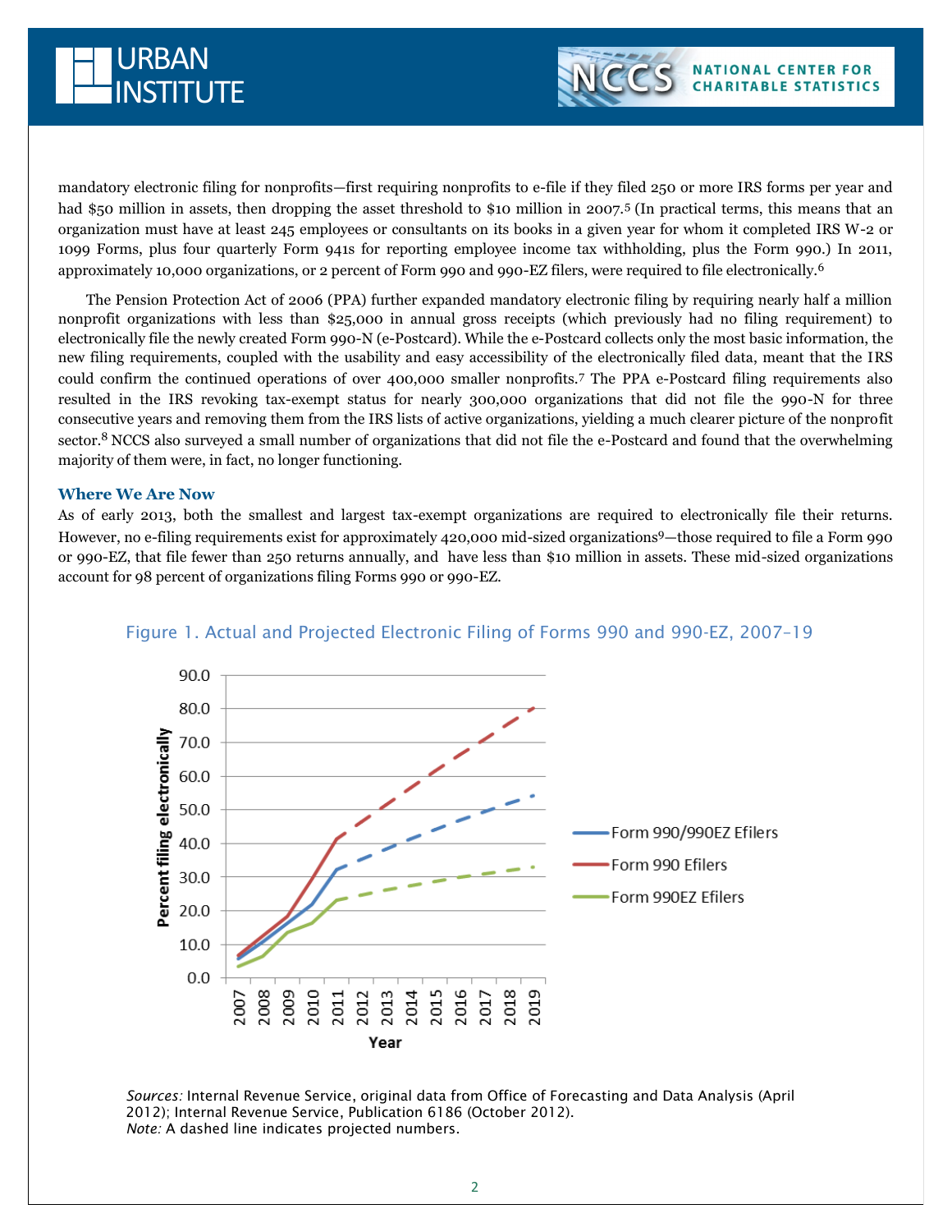mandatory electronic filing for nonprofits—first requiring nonprofits to e-file if they filed 250 or more IRS forms per year and had $50 million in assets, then dropping the asset threshold to $10 million in 2007.[5] (In practical terms, this means that an organization must have at least 245 employees or consultants on its books in a given year for whom it completed IRS W-2 or 1099 Forms, plus four quarterly Form 941s for reporting employee income tax withholding, plus the Form 990.) In 2011, approximately 10,000 organizations, or 2 percent of Form 990 and 990-EZ filers, were required to file electronically.[6]

The Pension Protection Act of 2006 (PPA) further expanded mandatory electronic filing by requiring nearly half a million nonprofit organizations with less than $25,000 in annual gross receipts (which previously had no filing requirement) to electronically file the newly created Form 990-N (e-Postcard). While the e-Postcard collects only the most basic information, the new filing requirements, coupled with the usability and easy accessibility of the electronically filed data, meant that the IRS could confirm the continued operations of over 400,000 smaller nonprofits.[7] The PPA e-Postcard filing requirements also resulted in the IRS revoking tax-exempt status for nearly 300,000 organizations that did not file the 990-N for three consecutive years and removing them from the IRS lists of active organizations, yielding a much clearer picture of the nonprofit sector.[8] NCCS also surveyed a small number of organizations that did not file the e-Postcard and found that the overwhelming majority of them were, in fact, no longer functioning.

### Where We Are Now

As of early 2013, both the smallest and largest tax-exempt organizations are required to electronically file their returns. However, no e-filing requirements exist for approximately 420,000 mid-sized organizations[9]—those required to file a Form 990 or 990-EZ, that file fewer than 250 returns annually, and have less than $10 million in assets. These mid-sized organizations account for 98 percent of organizations filing Forms 990 or 990-EZ.

Figure 1. Actual and Projected Electronic Filing of Forms 990 and 990-EZ, 2007–19

*Sources:* Internal Revenue Service, original data from Office of Forecasting and Data Analysis (April 2012); Internal Revenue Service, Publication 6186 (October 2012).
*Note:* A dashed line indicates projected numbers.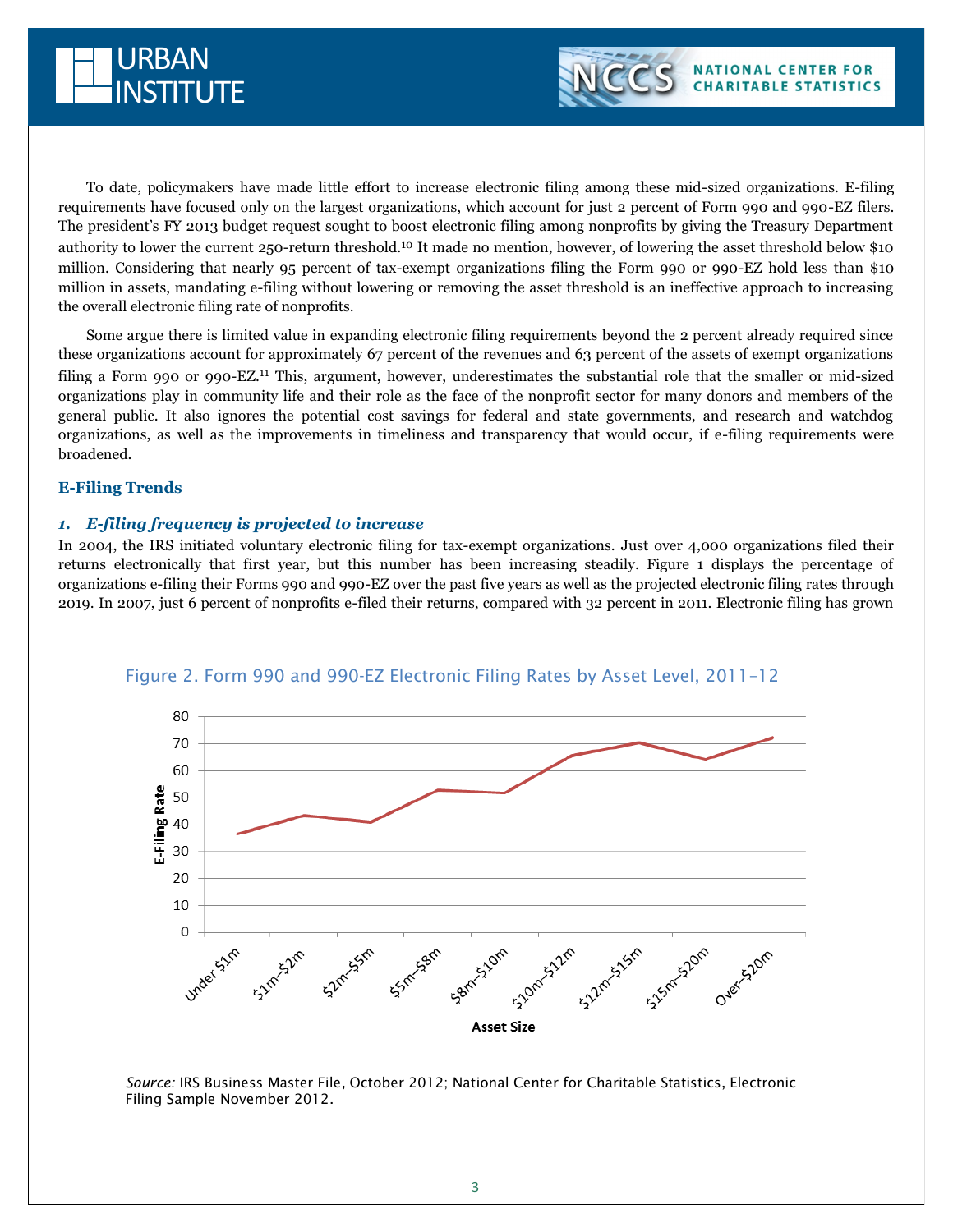To date, policymakers have made little effort to increase electronic filing among these mid-sized organizations. E-filing requirements have focused only on the largest organizations, which account for just 2 percent of Form 990 and 990-EZ filers. The president's FY 2013 budget request sought to boost electronic filing among nonprofits by giving the Treasury Department authority to lower the current 250-return threshold.[10] It made no mention, however, of lowering the asset threshold below $10 million. Considering that nearly 95 percent of tax-exempt organizations filing the Form 990 or 990-EZ hold less than $10 million in assets, mandating e-filing without lowering or removing the asset threshold is an ineffective approach to increasing the overall electronic filing rate of nonprofits.

Some argue there is limited value in expanding electronic filing requirements beyond the 2 percent already required since these organizations account for approximately 67 percent of the revenues and 63 percent of the assets of exempt organizations filing a Form 990 or 990-EZ.[11] This, argument, however, underestimates the substantial role that the smaller or mid-sized organizations play in community life and their role as the face of the nonprofit sector for many donors and members of the general public. It also ignores the potential cost savings for federal and state governments, and research and watchdog organizations, as well as the improvements in timeliness and transparency that would occur, if e-filing requirements were broadened.

## E-Filing Trends

### *1. E-filing frequency is projected to increase*

In 2004, the IRS initiated voluntary electronic filing for tax-exempt organizations. Just over 4,000 organizations filed their returns electronically that first year, but this number has been increasing steadily. Figure 1 displays the percentage of organizations e-filing their Forms 990 and 990-EZ over the past five years as well as the projected electronic filing rates through 2019. In 2007, just 6 percent of nonprofits e-filed their returns, compared with 32 percent in 2011. Electronic filing has grown

Figure 2. Form 990 and 990-EZ Electronic Filing Rates by Asset Level, 2011–12

*Source:* IRS Business Master File, October 2012; National Center for Charitable Statistics, Electronic Filing Sample November 2012.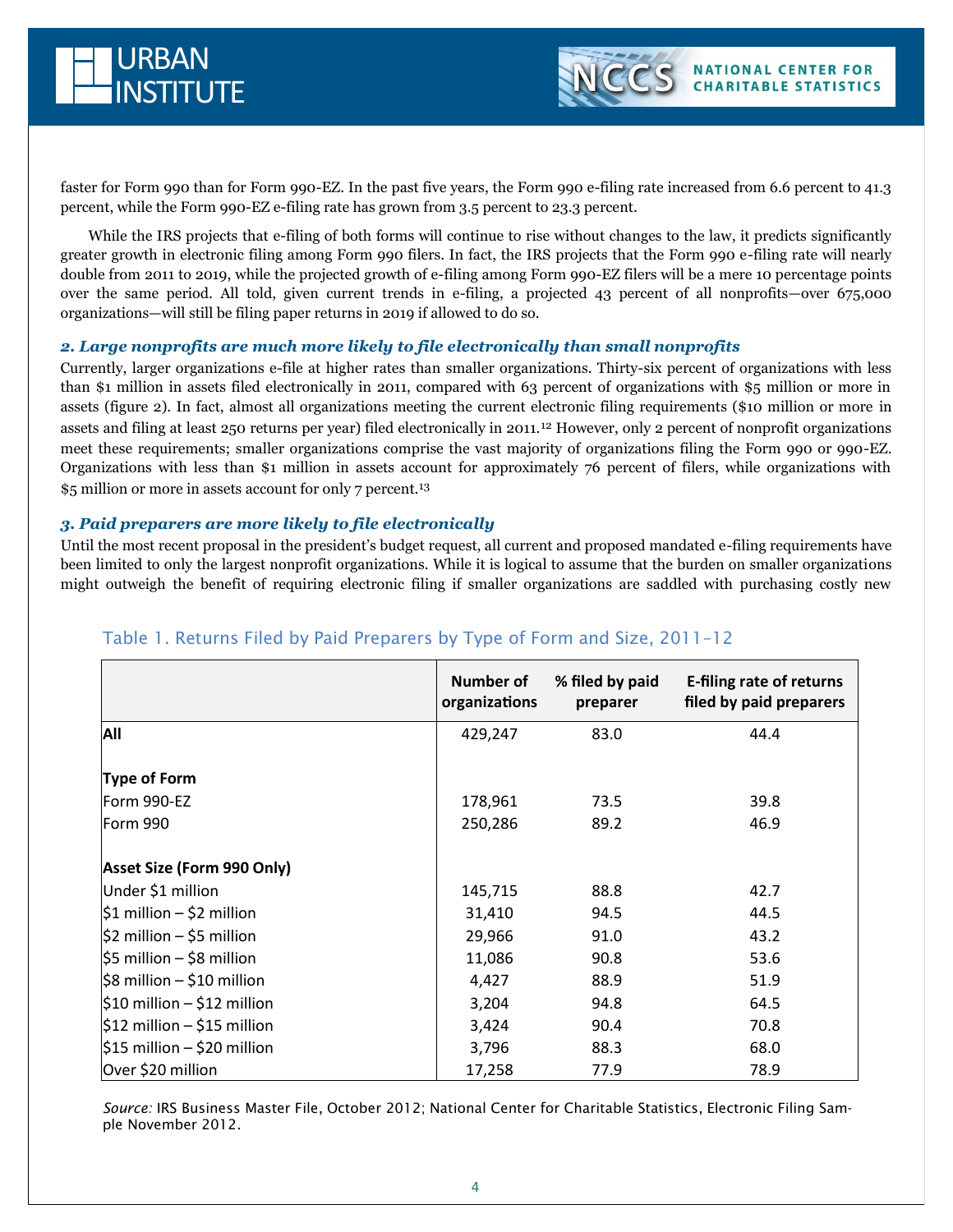faster for Form 990 than for Form 990-EZ. In the past five years, the Form 990 e-filing rate increased from 6.6 percent to 41.3 percent, while the Form 990-EZ e-filing rate has grown from 3.5 percent to 23.3 percent.

While the IRS projects that e-filing of both forms will continue to rise without changes to the law, it predicts significantly greater growth in electronic filing among Form 990 filers. In fact, the IRS projects that the Form 990 e-filing rate will nearly double from 2011 to 2019, while the projected growth of e-filing among Form 990-EZ filers will be a mere 10 percentage points over the same period. All told, given current trends in e-filing, a projected 43 percent of all nonprofits—over 675,000 organizations—will still be filing paper returns in 2019 if allowed to do so.

### *2. Large nonprofits are much more likely to file electronically than small nonprofits*

Currently, larger organizations e-file at higher rates than smaller organizations. Thirty-six percent of organizations with less than $1 million in assets filed electronically in 2011, compared with 63 percent of organizations with $5 million or more in assets (figure 2). In fact, almost all organizations meeting the current electronic filing requirements ($10 million or more in assets and filing at least 250 returns per year) filed electronically in 2011.[12] However, only 2 percent of nonprofit organizations meet these requirements; smaller organizations comprise the vast majority of organizations filing the Form 990 or 990-EZ. Organizations with less than $1 million in assets account for approximately 76 percent of filers, while organizations with $5 million or more in assets account for only 7 percent.[13]

### *3. Paid preparers are more likely to file electronically*

Until the most recent proposal in the president's budget request, all current and proposed mandated e-filing requirements have been limited to only the largest nonprofit organizations. While it is logical to assume that the burden on smaller organizations might outweigh the benefit of requiring electronic filing if smaller organizations are saddled with purchasing costly new

Table 1. Returns Filed by Paid Preparers by Type of Form and Size, 2011–12

| | Number of organizations | % filed by paid preparer | E-filing rate of returns filed by paid preparers |
|---|---|---|---|
| **All** | 429,247 | 83.0 | 44.4 |
| **Type of Form** | | | |
| Form 990-EZ | 178,961 | 73.5 | 39.8 |
| Form 990 | 250,286 | 89.2 | 46.9 |
| **Asset Size (Form 990 Only)** | | | |
| Under $1 million | 145,715 | 88.8 | 42.7 |
| $1 million – $2 million | 31,410 | 94.5 | 44.5 |
| $2 million – $5 million | 29,966 | 91.0 | 43.2 |
| $5 million – $8 million | 11,086 | 90.8 | 53.6 |
| $8 million – $10 million | 4,427 | 88.9 | 51.9 |
| $10 million – $12 million | 3,204 | 94.8 | 64.5 |
| $12 million – $15 million | 3,424 | 90.4 | 70.8 |
| $15 million – $20 million | 3,796 | 88.3 | 68.0 |
| Over $20 million | 17,258 | 77.9 | 78.9 |

*Source:* IRS Business Master File, October 2012; National Center for Charitable Statistics, Electronic Filing Sample November 2012.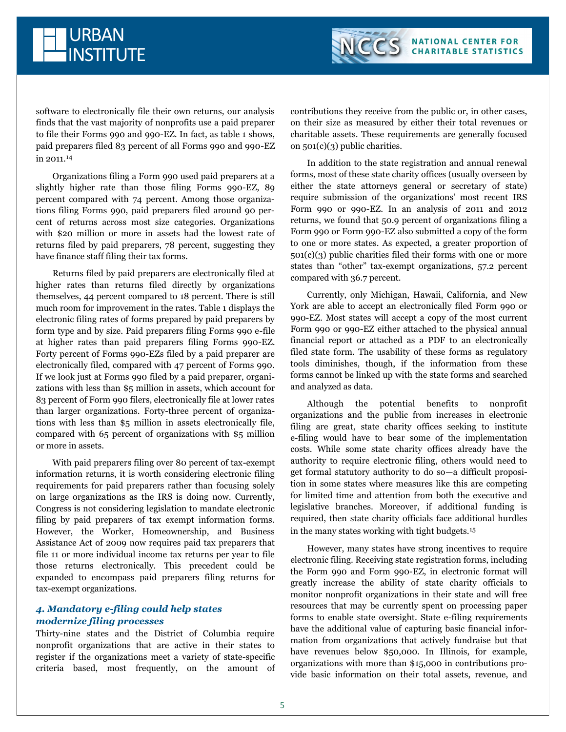software to electronically file their own returns, our analysis finds that the vast majority of nonprofits use a paid preparer to file their Forms 990 and 990-EZ. In fact, as table 1 shows, paid preparers filed 83 percent of all Forms 990 and 990-EZ in 2011.[14]

Organizations filing a Form 990 used paid preparers at a slightly higher rate than those filing Forms 990-EZ, 89 percent compared with 74 percent. Among those organizations filing Forms 990, paid preparers filed around 90 percent of returns across most size categories. Organizations with $20 million or more in assets had the lowest rate of returns filed by paid preparers, 78 percent, suggesting they have finance staff filing their tax forms.

Returns filed by paid preparers are electronically filed at higher rates than returns filed directly by organizations themselves, 44 percent compared to 18 percent. There is still much room for improvement in the rates. Table 1 displays the electronic filing rates of forms prepared by paid preparers by form type and by size. Paid preparers filing Forms 990 e-file at higher rates than paid preparers filing Forms 990-EZ. Forty percent of Forms 990-EZs filed by a paid preparer are electronically filed, compared with 47 percent of Forms 990. If we look just at Forms 990 filed by a paid preparer, organizations with less than $5 million in assets, which account for 83 percent of Form 990 filers, electronically file at lower rates than larger organizations. Forty-three percent of organizations with less than $5 million in assets electronically file, compared with 65 percent of organizations with $5 million or more in assets.

With paid preparers filing over 80 percent of tax-exempt information returns, it is worth considering electronic filing requirements for paid preparers rather than focusing solely on large organizations as the IRS is doing now. Currently, Congress is not considering legislation to mandate electronic filing by paid preparers of tax exempt information forms. However, the Worker, Homeownership, and Business Assistance Act of 2009 now requires paid tax preparers that file 11 or more individual income tax returns per year to file those returns electronically. This precedent could be expanded to encompass paid preparers filing returns for tax-exempt organizations.

### *4. Mandatory e-filing could help states modernize filing processes*

Thirty-nine states and the District of Columbia require nonprofit organizations that are active in their states to register if the organizations meet a variety of state-specific criteria based, most frequently, on the amount of contributions they receive from the public or, in other cases, on their size as measured by either their total revenues or charitable assets. These requirements are generally focused on 501(c)(3) public charities.

In addition to the state registration and annual renewal forms, most of these state charity offices (usually overseen by either the state attorneys general or secretary of state) require submission of the organizations' most recent IRS Form 990 or 990-EZ. In an analysis of 2011 and 2012 returns, we found that 50.9 percent of organizations filing a Form 990 or Form 990-EZ also submitted a copy of the form to one or more states. As expected, a greater proportion of 501(c)(3) public charities filed their forms with one or more states than "other" tax-exempt organizations, 57.2 percent compared with 36.7 percent.

Currently, only Michigan, Hawaii, California, and New York are able to accept an electronically filed Form 990 or 990-EZ. Most states will accept a copy of the most current Form 990 or 990-EZ either attached to the physical annual financial report or attached as a PDF to an electronically filed state form. The usability of these forms as regulatory tools diminishes, though, if the information from these forms cannot be linked up with the state forms and searched and analyzed as data.

Although the potential benefits to nonprofit organizations and the public from increases in electronic filing are great, state charity offices seeking to institute e-filing would have to bear some of the implementation costs. While some state charity offices already have the authority to require electronic filing, others would need to get formal statutory authority to do so—a difficult proposition in some states where measures like this are competing for limited time and attention from both the executive and legislative branches. Moreover, if additional funding is required, then state charity officials face additional hurdles in the many states working with tight budgets.[15]

However, many states have strong incentives to require electronic filing. Receiving state registration forms, including the Form 990 and Form 990-EZ, in electronic format will greatly increase the ability of state charity officials to monitor nonprofit organizations in their state and will free resources that may be currently spent on processing paper forms to enable state oversight. State e-filing requirements have the additional value of capturing basic financial information from organizations that actively fundraise but that have revenues below $50,000. In Illinois, for example, organizations with more than $15,000 in contributions provide basic information on their total assets, revenue, and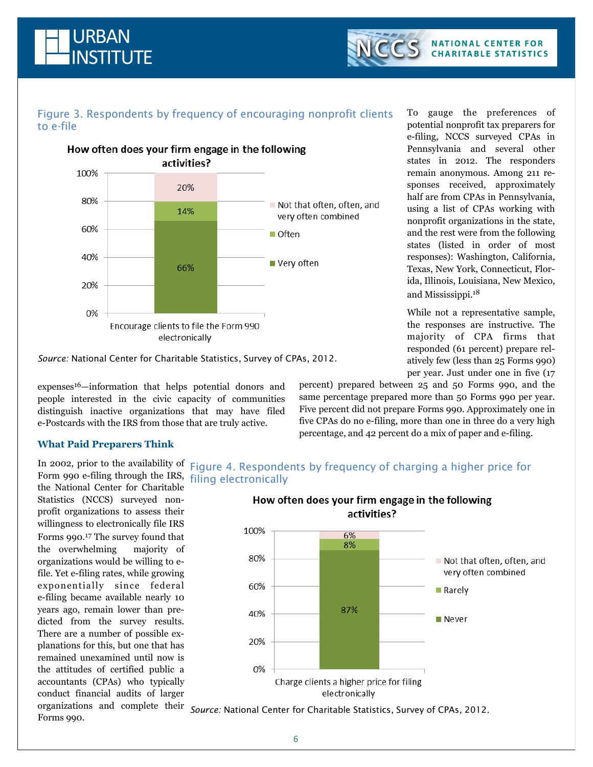Figure 3. Respondents by frequency of encouraging nonprofit clients to e-file

**How often does your firm engage in the following activities?**

| Encourage clients to file the Form 990 electronically | |
|---|---|
| Not that often, often, and very often combined | 20% |
| Often | 14% |
| Very often | 66% |

*Source:* National Center for Charitable Statistics, Survey of CPAs, 2012.

expenses[16]—information that helps potential donors and people interested in the civic capacity of communities distinguish inactive organizations that may have filed e-Postcards with the IRS from those that are truly active.

### What Paid Preparers Think

In 2002, prior to the availability of Form 990 e-filing through the IRS, the National Center for Charitable Statistics (NCCS) surveyed nonprofit organizations to assess their willingness to electronically file IRS Forms 990.[17] The survey found that the overwhelming majority of organizations would be willing to e-file. Yet e-filing rates, while growing exponentially since federal e-filing became available nearly 10 years ago, remain lower than predicted from the survey results. There are a number of possible explanations for this, but one that has remained unexamined until now is the attitudes of certified public accountants (CPAs) who typically conduct financial audits of larger organizations and complete their Forms 990.

To gauge the preferences of potential nonprofit tax preparers for e-filing, NCCS surveyed CPAs in Pennsylvania and several other states in 2012. The responders remain anonymous. Among 211 responses received, approximately half are from CPAs in Pennsylvania, using a list of CPAs working with nonprofit organizations in the state, and the rest were from the following states (listed in order of most responses): Washington, California, Texas, New York, Connecticut, Florida, Illinois, Louisiana, New Mexico, and Mississippi.[18]

While not a representative sample, the responses are instructive. The majority of CPA firms that responded (61 percent) prepare relatively few (less than 25 Forms 990) per year. Just under one in five (17 percent) prepared between 25 and 50 Forms 990, and the same percentage prepared more than 50 Forms 990 per year. Five percent did not prepare Forms 990. Approximately one in five CPAs do no e-filing, more than one in three do a very high percentage, and 42 percent do a mix of paper and e-filing.

Figure 4. Respondents by frequency of charging a higher price for filing electronically

**How often does your firm engage in the following activities?**

| Charge clients a higher price for filing electronically | |
|---|---|
| Not that often, often, and very often combined | 6% |
| Rarely | 8% |
| Never | 87% |

*Source:* National Center for Charitable Statistics, Survey of CPAs, 2012.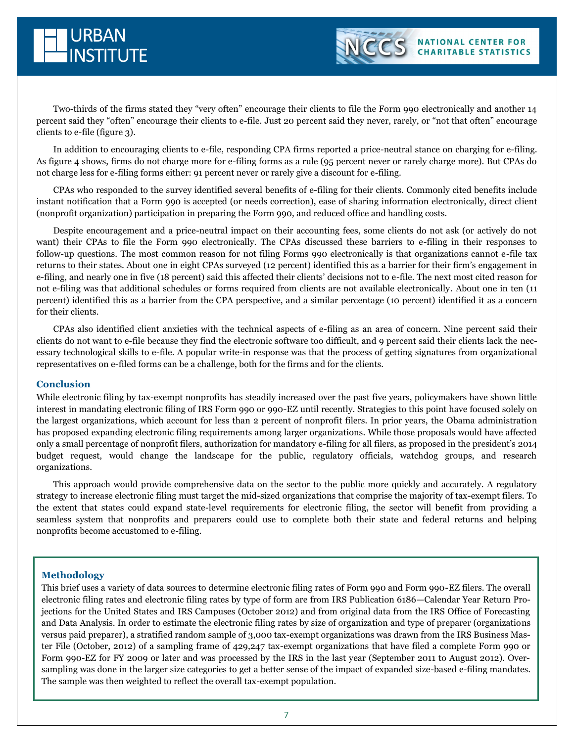Two-thirds of the firms stated they "very often" encourage their clients to file the Form 990 electronically and another 14 percent said they "often" encourage their clients to e-file. Just 20 percent said they never, rarely, or "not that often" encourage clients to e-file (figure 3).

In addition to encouraging clients to e-file, responding CPA firms reported a price-neutral stance on charging for e-filing. As figure 4 shows, firms do not charge more for e-filing forms as a rule (95 percent never or rarely charge more). But CPAs do not charge less for e-filing forms either: 91 percent never or rarely give a discount for e-filing.

CPAs who responded to the survey identified several benefits of e-filing for their clients. Commonly cited benefits include instant notification that a Form 990 is accepted (or needs correction), ease of sharing information electronically, direct client (nonprofit organization) participation in preparing the Form 990, and reduced office and handling costs.

Despite encouragement and a price-neutral impact on their accounting fees, some clients do not ask (or actively do not want) their CPAs to file the Form 990 electronically. The CPAs discussed these barriers to e-filing in their responses to follow-up questions. The most common reason for not filing Forms 990 electronically is that organizations cannot e-file tax returns to their states. About one in eight CPAs surveyed (12 percent) identified this as a barrier for their firm's engagement in e-filing, and nearly one in five (18 percent) said this affected their clients' decisions not to e-file. The next most cited reason for not e-filing was that additional schedules or forms required from clients are not available electronically. About one in ten (11 percent) identified this as a barrier from the CPA perspective, and a similar percentage (10 percent) identified it as a concern for their clients.

CPAs also identified client anxieties with the technical aspects of e-filing as an area of concern. Nine percent said their clients do not want to e-file because they find the electronic software too difficult, and 9 percent said their clients lack the necessary technological skills to e-file. A popular write-in response was that the process of getting signatures from organizational representatives on e-filed forms can be a challenge, both for the firms and for the clients.

### Conclusion

While electronic filing by tax-exempt nonprofits has steadily increased over the past five years, policymakers have shown little interest in mandating electronic filing of IRS Form 990 or 990-EZ until recently. Strategies to this point have focused solely on the largest organizations, which account for less than 2 percent of nonprofit filers. In prior years, the Obama administration has proposed expanding electronic filing requirements among larger organizations. While those proposals would have affected only a small percentage of nonprofit filers, authorization for mandatory e-filing for all filers, as proposed in the president's 2014 budget request, would change the landscape for the public, regulatory officials, watchdog groups, and research organizations.

This approach would provide comprehensive data on the sector to the public more quickly and accurately. A regulatory strategy to increase electronic filing must target the mid-sized organizations that comprise the majority of tax-exempt filers. To the extent that states could expand state-level requirements for electronic filing, the sector will benefit from providing a seamless system that nonprofits and preparers could use to complete both their state and federal returns and helping nonprofits become accustomed to e-filing.

### Methodology

This brief uses a variety of data sources to determine electronic filing rates of Form 990 and Form 990-EZ filers. The overall electronic filing rates and electronic filing rates by type of form are from IRS Publication 6186—Calendar Year Return Projections for the United States and IRS Campuses (October 2012) and from original data from the IRS Office of Forecasting and Data Analysis. In order to estimate the electronic filing rates by size of organization and type of preparer (organizations versus paid preparer), a stratified random sample of 3,000 tax-exempt organizations was drawn from the IRS Business Master File (October, 2012) of a sampling frame of 429,247 tax-exempt organizations that have filed a complete Form 990 or Form 990-EZ for FY 2009 or later and was processed by the IRS in the last year (September 2011 to August 2012). Oversampling was done in the larger size categories to get a better sense of the impact of expanded size-based e-filing mandates. The sample was then weighted to reflect the overall tax-exempt population.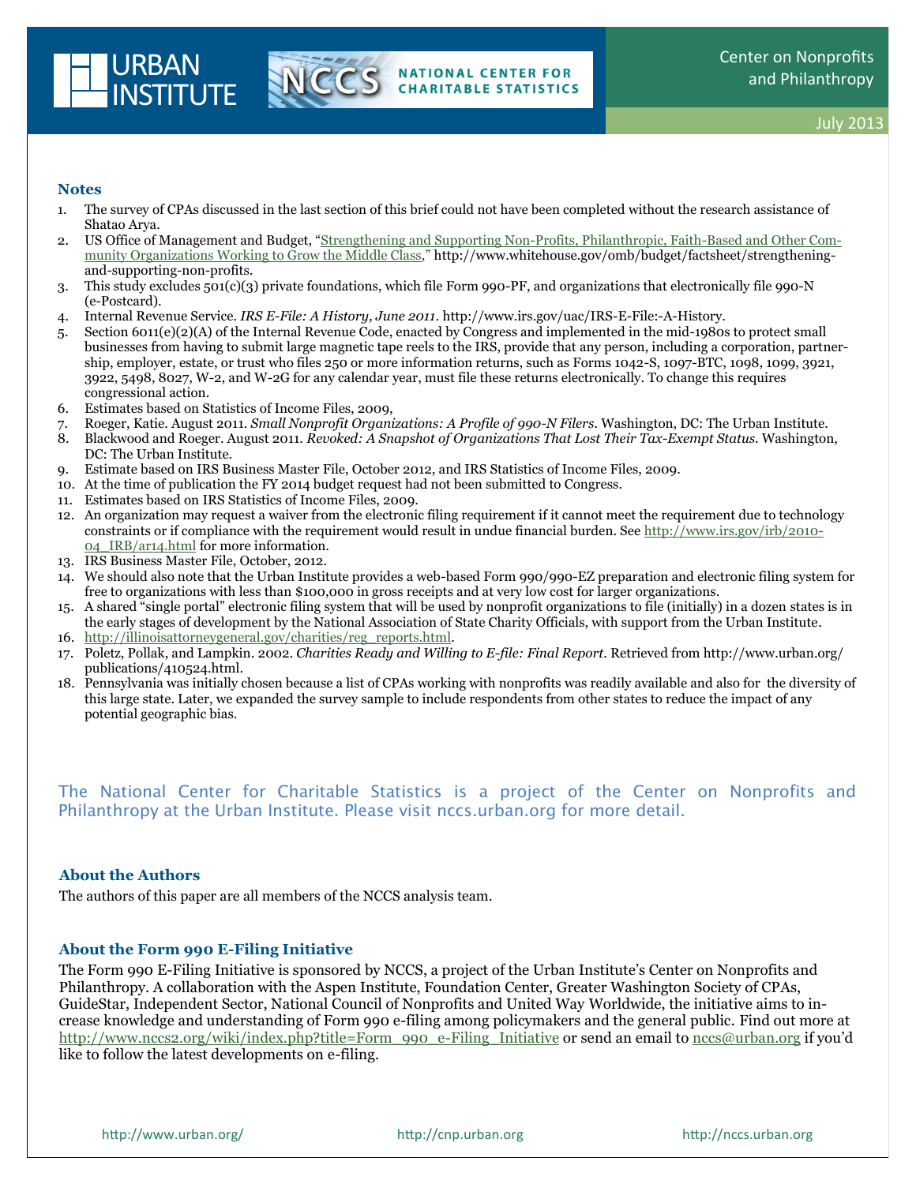## Notes

1. The survey of CPAs discussed in the last section of this brief could not have been completed without the research assistance of Shatao Arya.
2. US Office of Management and Budget, "Strengthening and Supporting Non-Profits, Philanthropic, Faith-Based and Other Community Organizations Working to Grow the Middle Class," http://www.whitehouse.gov/omb/budget/factsheet/strengthening-and-supporting-non-profits.
3. This study excludes 501(c)(3) private foundations, which file Form 990-PF, and organizations that electronically file 990-N (e-Postcard).
4. Internal Revenue Service. *IRS E-File: A History, June 2011*. http://www.irs.gov/uac/IRS-E-File:-A-History.
5. Section 6011(e)(2)(A) of the Internal Revenue Code, enacted by Congress and implemented in the mid-1980s to protect small businesses from having to submit large magnetic tape reels to the IRS, provide that any person, including a corporation, partnership, employer, estate, or trust who files 250 or more information returns, such as Forms 1042-S, 1097-BTC, 1098, 1099, 3921, 3922, 5498, 8027, W-2, and W-2G for any calendar year, must file these returns electronically. To change this requires congressional action.
6. Estimates based on Statistics of Income Files, 2009,
7. Roeger, Katie. August 2011. *Small Nonprofit Organizations: A Profile of 990-N Filers*. Washington, DC: The Urban Institute.
8. Blackwood and Roeger. August 2011. *Revoked: A Snapshot of Organizations That Lost Their Tax-Exempt Status*. Washington, DC: The Urban Institute.
9. Estimate based on IRS Business Master File, October 2012, and IRS Statistics of Income Files, 2009.
10. At the time of publication the FY 2014 budget request had not been submitted to Congress.
11. Estimates based on IRS Statistics of Income Files, 2009.
12. An organization may request a waiver from the electronic filing requirement if it cannot meet the requirement due to technology constraints or if compliance with the requirement would result in undue financial burden. See http://www.irs.gov/irb/2010-04_IRB/ar14.html for more information.
13. IRS Business Master File, October, 2012.
14. We should also note that the Urban Institute provides a web-based Form 990/990-EZ preparation and electronic filing system for free to organizations with less than $100,000 in gross receipts and at very low cost for larger organizations.
15. A shared "single portal" electronic filing system that will be used by nonprofit organizations to file (initially) in a dozen states is in the early stages of development by the National Association of State Charity Officials, with support from the Urban Institute.
16. http://illinoisattorneygeneral.gov/charities/reg_reports.html.
17. Poletz, Pollak, and Lampkin. 2002. *Charities Ready and Willing to E-file: Final Report*. Retrieved from http://www.urban.org/publications/410524.html.
18. Pennsylvania was initially chosen because a list of CPAs working with nonprofits was readily available and also for the diversity of this large state. Later, we expanded the survey sample to include respondents from other states to reduce the impact of any potential geographic bias.

The National Center for Charitable Statistics is a project of the Center on Nonprofits and Philanthropy at the Urban Institute. Please visit nccs.urban.org for more detail.

## About the Authors

The authors of this paper are all members of the NCCS analysis team.

## About the Form 990 E-Filing Initiative

The Form 990 E-Filing Initiative is sponsored by NCCS, a project of the Urban Institute's Center on Nonprofits and Philanthropy. A collaboration with the Aspen Institute, Foundation Center, Greater Washington Society of CPAs, GuideStar, Independent Sector, National Council of Nonprofits and United Way Worldwide, the initiative aims to increase knowledge and understanding of Form 990 e-filing among policymakers and the general public. Find out more at http://www.nccs2.org/wiki/index.php?title=Form_990_e-Filing_Initiative or send an email to nccs@urban.org if you'd like to follow the latest developments on e-filing.